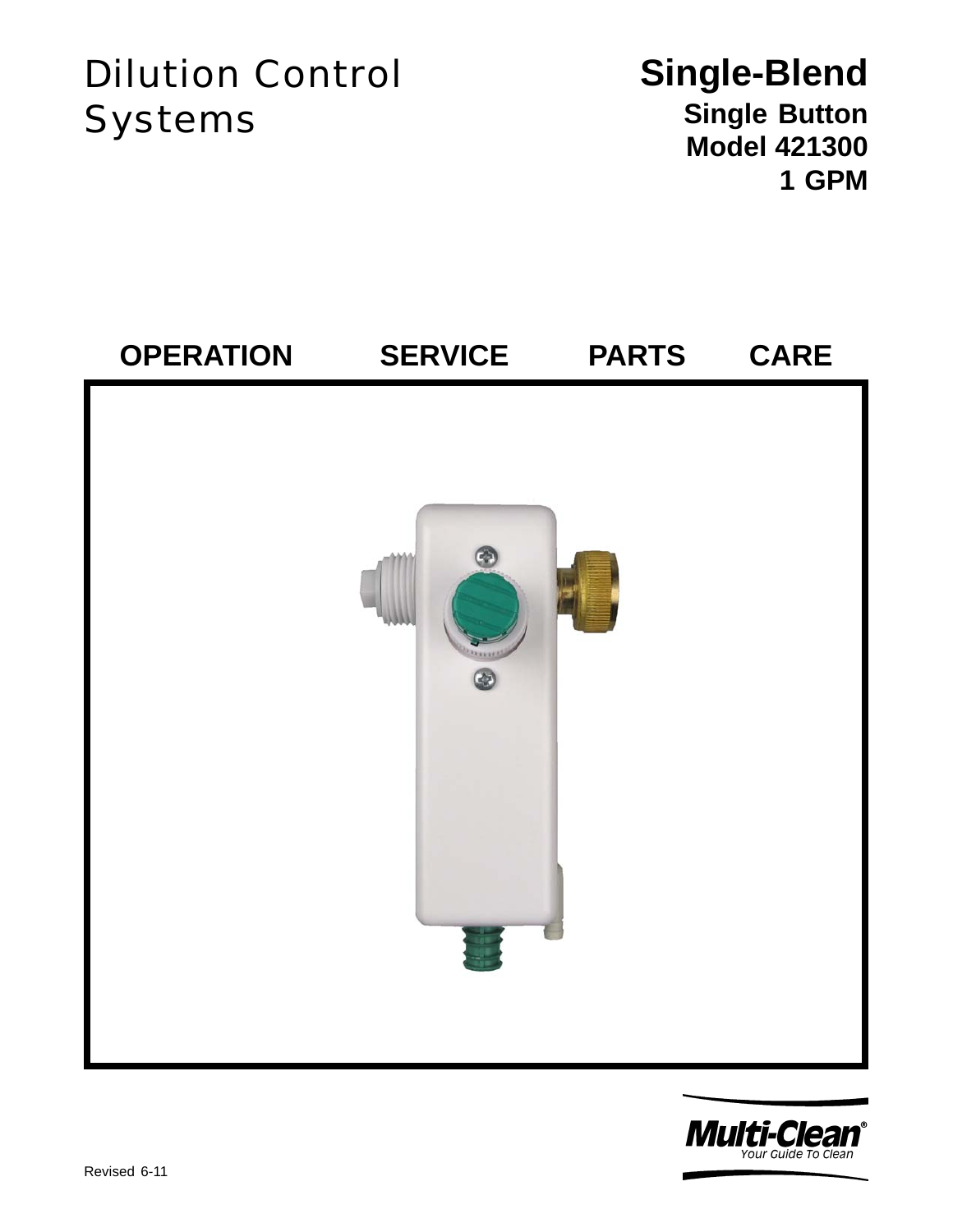# Dilution Control Systems

## Single-Blend

**Single Button**
**Model 421300**
**1 GPM**

**OPERATION SERVICE PARTS CARE**

Multi-Clean®
*Your Guide To Clean*

Revised 6-11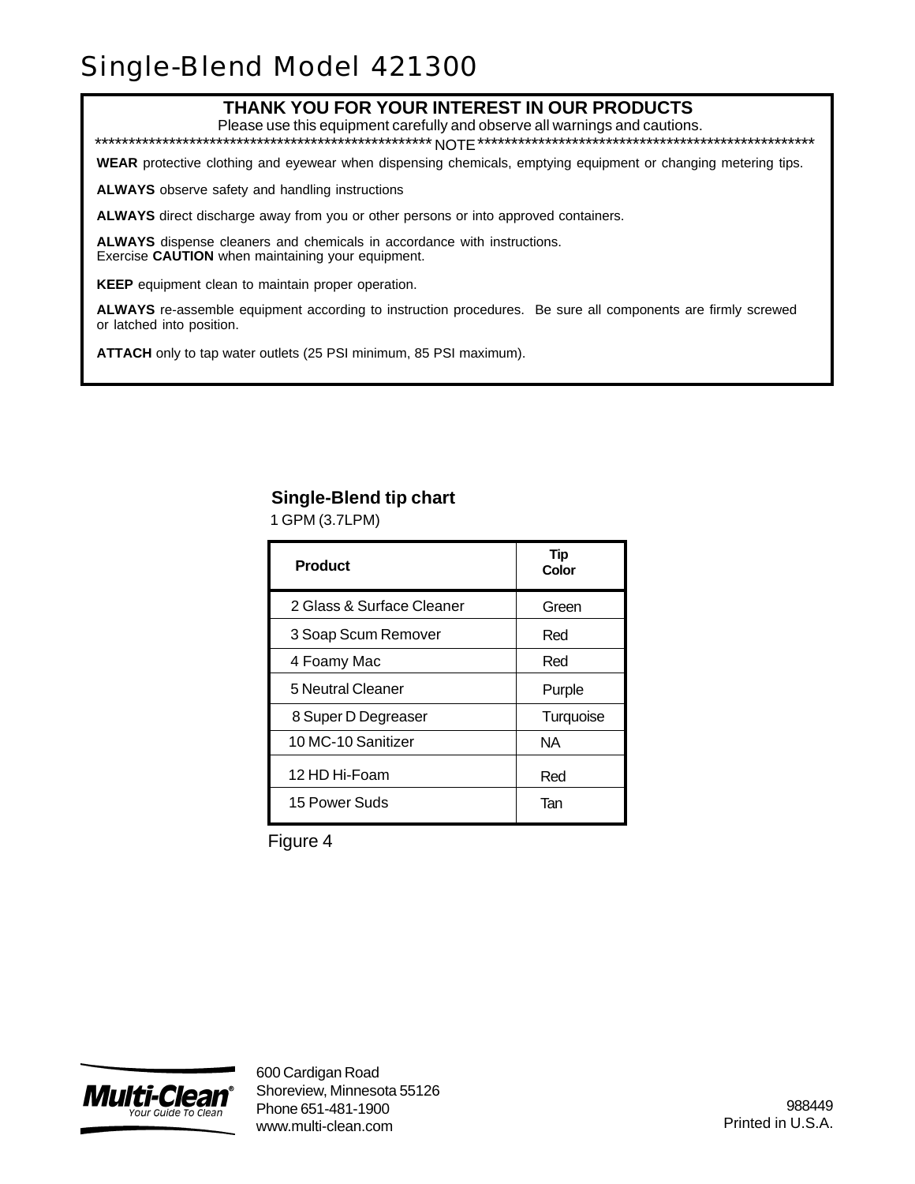# Single-Blend Model 421300

**THANK YOU FOR YOUR INTEREST IN OUR PRODUCTS**

Please use this equipment carefully and observe all warnings and cautions.

**************************************************** NOTE ****************************************************

**WEAR** protective clothing and eyewear when dispensing chemicals, emptying equipment or changing metering tips.

**ALWAYS** observe safety and handling instructions

**ALWAYS** direct discharge away from you or other persons or into approved containers.

**ALWAYS** dispense cleaners and chemicals in accordance with instructions.
Exercise **CAUTION** when maintaining your equipment.

**KEEP** equipment clean to maintain proper operation.

**ALWAYS** re-assemble equipment according to instruction procedures. Be sure all components are firmly screwed or latched into position.

**ATTACH** only to tap water outlets (25 PSI minimum, 85 PSI maximum).

**Single-Blend tip chart**

1 GPM (3.7LPM)

| Product | Tip Color |
|---|---|
| 2 Glass & Surface Cleaner | Green |
| 3 Soap Scum Remover | Red |
| 4 Foamy Mac | Red |
| 5 Neutral Cleaner | Purple |
| 8 Super D Degreaser | Turquoise |
| 10 MC-10 Sanitizer | NA |
| 12 HD Hi-Foam | Red |
| 15 Power Suds | Tan |

Figure 4

Multi-Clean® Your Guide To Clean

600 Cardigan Road
Shoreview, Minnesota 55126
Phone 651-481-1900
www.multi-clean.com

988449
Printed in U.S.A.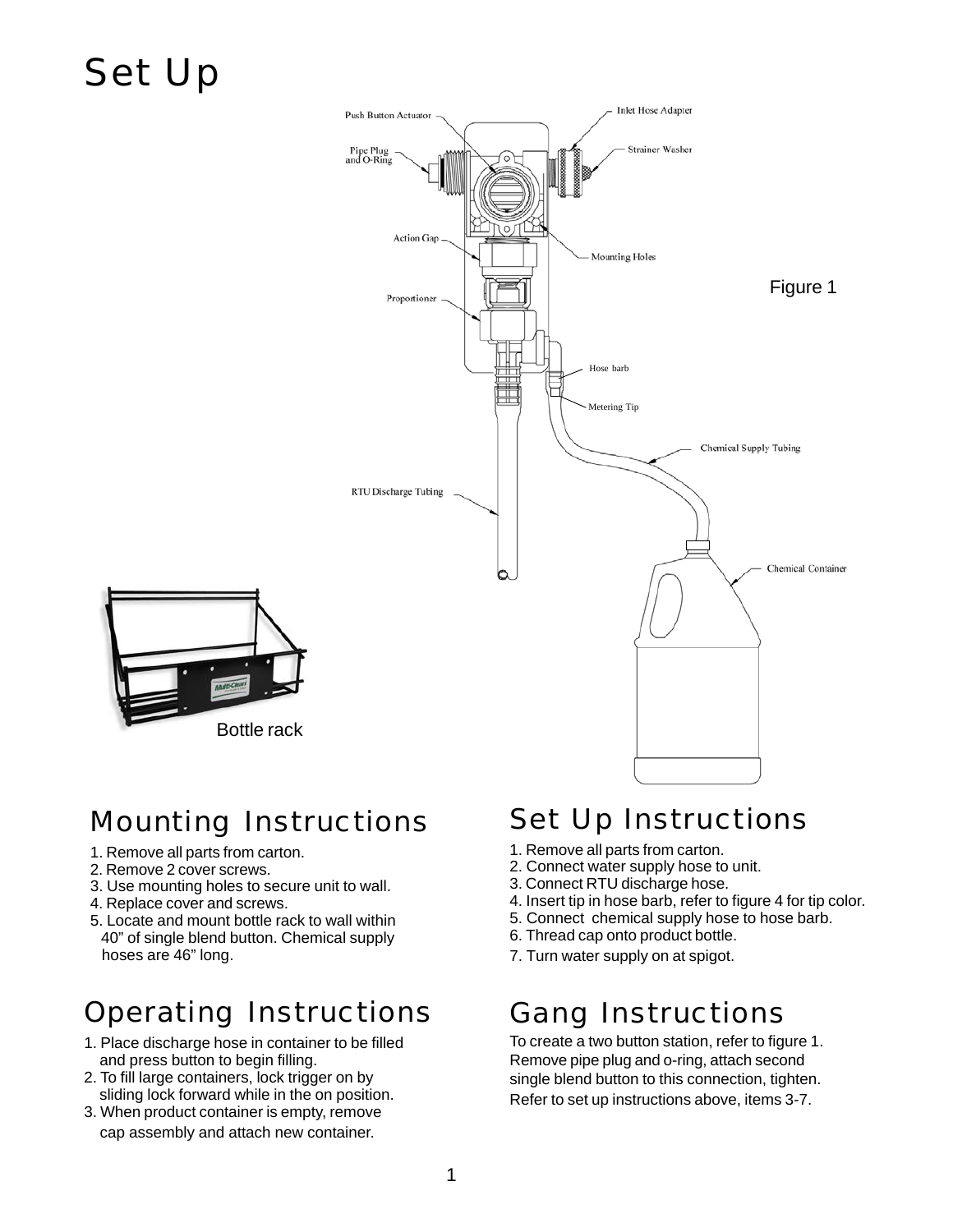# Set Up

Push Button Actuator

Pipe Plug and O-Ring

Action Gap

Proportioner

Inlet Hose Adapter

Strainer Washer

Mounting Holes

Hose barb

Metering Tip

Chemical Supply Tubing

RTU Discharge Tubing

Chemical Container

Figure 1

Bottle rack

## Mounting Instructions

1. Remove all parts from carton.
2. Remove 2 cover screws.
3. Use mounting holes to secure unit to wall.
4. Replace cover and screws.
5. Locate and mount bottle rack to wall within 40" of single blend button. Chemical supply hoses are 46" long.

## Operating Instructions

1. Place discharge hose in container to be filled and press button to begin filling.
2. To fill large containers, lock trigger on by sliding lock forward while in the on position.
3. When product container is empty, remove cap assembly and attach new container.

## Set Up Instructions

1. Remove all parts from carton.
2. Connect water supply hose to unit.
3. Connect RTU discharge hose.
4. Insert tip in hose barb, refer to figure 4 for tip color.
5. Connect chemical supply hose to hose barb.
6. Thread cap onto product bottle.
7. Turn water supply on at spigot.

## Gang Instructions

To create a two button station, refer to figure 1. Remove pipe plug and o-ring, attach second single blend button to this connection, tighten. Refer to set up instructions above, items 3-7.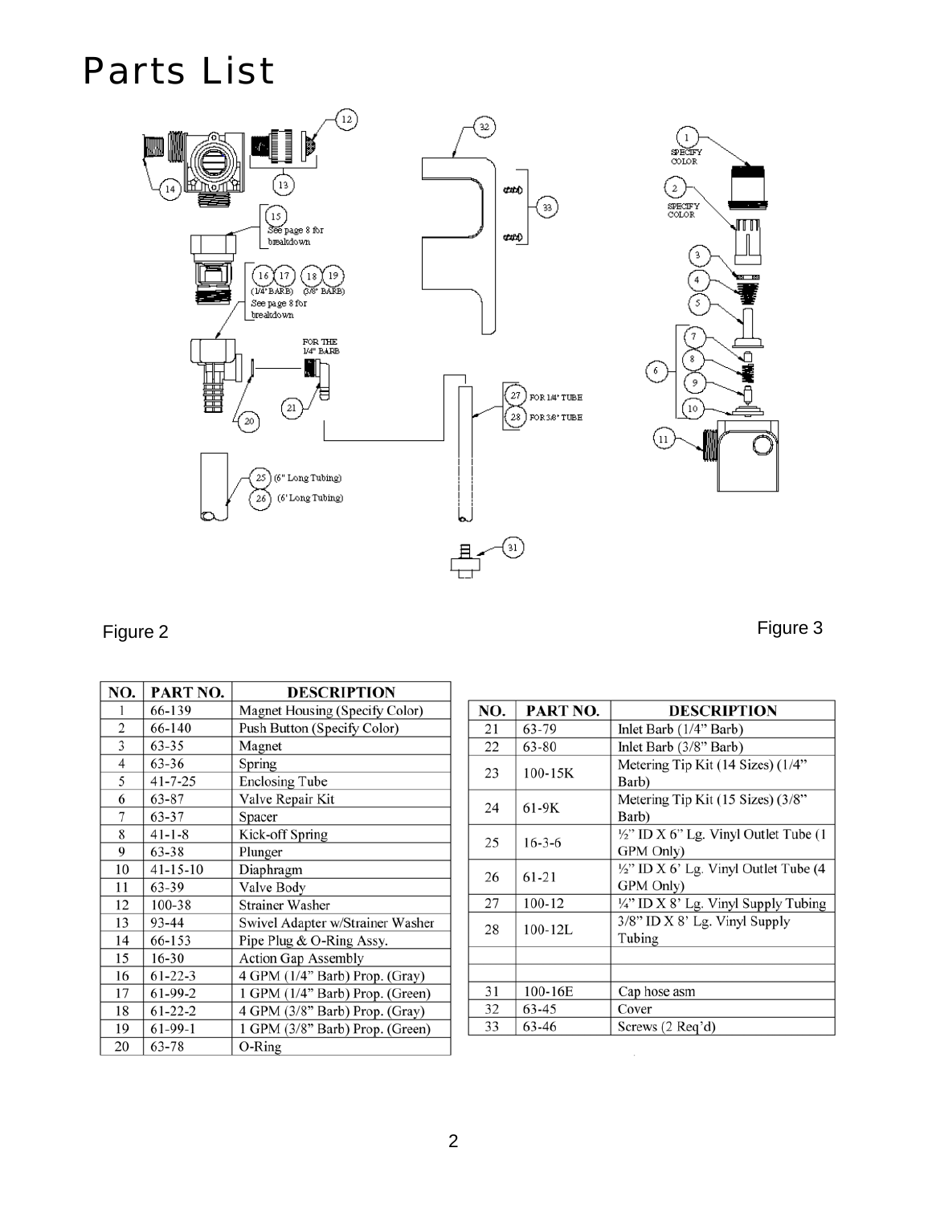# Parts List

Figure 2

Figure 3

| NO. | PART NO. | DESCRIPTION |
|---|---|---|
| 1 | 66-139 | Magnet Housing (Specify Color) |
| 2 | 66-140 | Push Button (Specify Color) |
| 3 | 63-35 | Magnet |
| 4 | 63-36 | Spring |
| 5 | 41-7-25 | Enclosing Tube |
| 6 | 63-87 | Valve Repair Kit |
| 7 | 63-37 | Spacer |
| 8 | 41-1-8 | Kick-off Spring |
| 9 | 63-38 | Plunger |
| 10 | 41-15-10 | Diaphragm |
| 11 | 63-39 | Valve Body |
| 12 | 100-38 | Strainer Washer |
| 13 | 93-44 | Swivel Adapter w/Strainer Washer |
| 14 | 66-153 | Pipe Plug & O-Ring Assy. |
| 15 | 16-30 | Action Gap Assembly |
| 16 | 61-22-3 | 4 GPM (1/4" Barb) Prop. (Gray) |
| 17 | 61-99-2 | 1 GPM (1/4" Barb) Prop. (Green) |
| 18 | 61-22-2 | 4 GPM (3/8" Barb) Prop. (Gray) |
| 19 | 61-99-1 | 1 GPM (3/8" Barb) Prop. (Green) |
| 20 | 63-78 | O-Ring |

| NO. | PART NO. | DESCRIPTION |
|---|---|---|
| 21 | 63-79 | Inlet Barb (1/4" Barb) |
| 22 | 63-80 | Inlet Barb (3/8" Barb) |
| 23 | 100-15K | Metering Tip Kit (14 Sizes) (1/4" Barb) |
| 24 | 61-9K | Metering Tip Kit (15 Sizes) (3/8" Barb) |
| 25 | 16-3-6 | ½" ID X 6" Lg. Vinyl Outlet Tube (1 GPM Only) |
| 26 | 61-21 | ½" ID X 6' Lg. Vinyl Outlet Tube (4 GPM Only) |
| 27 | 100-12 | ¼" ID X 8' Lg. Vinyl Supply Tubing |
| 28 | 100-12L | 3/8" ID X 8' Lg. Vinyl Supply Tubing |
| | | |
| | | |
| 31 | 100-16E | Cap hose asm |
| 32 | 63-45 | Cover |
| 33 | 63-46 | Screws (2 Req'd) |